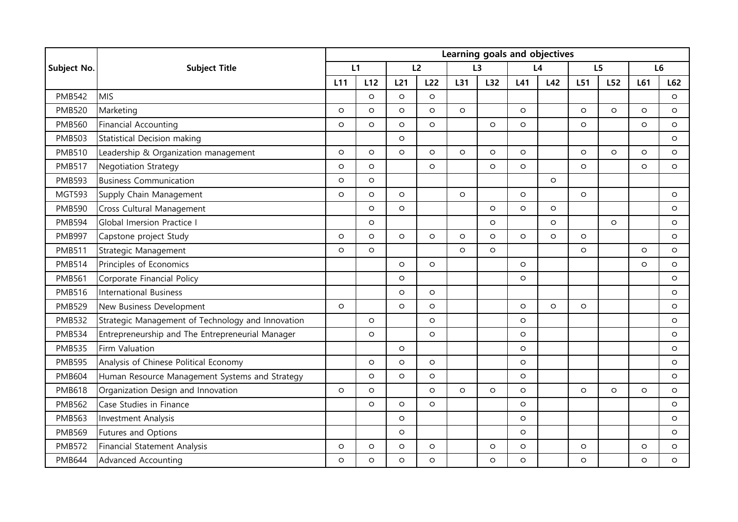| Subject No. | Subject Title | Learning goals and objectives | | | | | | | | | | | |
|---|---|---|---|---|---|---|---|---|---|---|---|---|---|
| | | L1 | | L2 | | L3 | | L4 | | L5 | | L6 | |
| | | L11 | L12 | L21 | L22 | L31 | L32 | L41 | L42 | L51 | L52 | L61 | L62 |
| PMB542 | MIS | | ○ | ○ | ○ | | | | | | | | ○ |
| PMB520 | Marketing | ○ | ○ | ○ | ○ | ○ | | ○ | | ○ | ○ | ○ | ○ |
| PMB560 | Financial Accounting | ○ | ○ | ○ | ○ | | ○ | ○ | | ○ | | ○ | ○ |
| PMB503 | Statistical Decision making | | | ○ | | | | | | | | | ○ |
| PMB510 | Leadership & Organization management | ○ | ○ | ○ | ○ | ○ | ○ | ○ | | ○ | ○ | ○ | ○ |
| PMB517 | Negotiation Strategy | ○ | ○ | | ○ | | ○ | ○ | | ○ | | ○ | ○ |
| PMB593 | Business Communication | ○ | ○ | | | | | | ○ | | | | |
| MGT593 | Supply Chain Management | ○ | ○ | ○ | | ○ | | ○ | | ○ | | | ○ |
| PMB590 | Cross Cultural Management | | ○ | ○ | | | ○ | ○ | ○ | | | | ○ |
| PMB594 | Global Imersion Practice I | | ○ | | | | ○ | | ○ | | ○ | | ○ |
| PMB997 | Capstone project Study | ○ | ○ | ○ | ○ | ○ | ○ | ○ | ○ | ○ | | | ○ |
| PMB511 | Strategic Management | ○ | ○ | | | ○ | ○ | | | ○ | | ○ | ○ |
| PMB514 | Principles of Economics | | | ○ | ○ | | | ○ | | | | ○ | ○ |
| PMB561 | Corporate Financial Policy | | | ○ | | | | ○ | | | | | ○ |
| PMB516 | International Business | | | ○ | ○ | | | | | | | | ○ |
| PMB529 | New Business Development | ○ | | ○ | ○ | | | ○ | ○ | ○ | | | ○ |
| PMB532 | Strategic Management of Technology and Innovation | | ○ | | ○ | | | ○ | | | | | ○ |
| PMB534 | Entrepreneurship and The Entrepreneurial Manager | | ○ | | ○ | | | ○ | | | | | ○ |
| PMB535 | Firm Valuation | | | ○ | | | | ○ | | | | | ○ |
| PMB595 | Analysis of Chinese Political Economy | | ○ | ○ | ○ | | | ○ | | | | | ○ |
| PMB604 | Human Resource Management Systems and Strategy | | ○ | ○ | ○ | | | ○ | | | | | ○ |
| PMB618 | Organization Design and Innovation | ○ | ○ | | ○ | ○ | ○ | ○ | | ○ | ○ | ○ | ○ |
| PMB562 | Case Studies in Finance | | ○ | ○ | ○ | | | ○ | | | | | ○ |
| PMB563 | Investment Analysis | | | ○ | | | | ○ | | | | | ○ |
| PMB569 | Futures and Options | | | ○ | | | | ○ | | | | | ○ |
| PMB572 | Financial Statement Analysis | ○ | ○ | ○ | ○ | | ○ | ○ | | ○ | | ○ | ○ |
| PMB644 | Advanced Accounting | ○ | ○ | ○ | ○ | | ○ | ○ | | ○ | | ○ | ○ |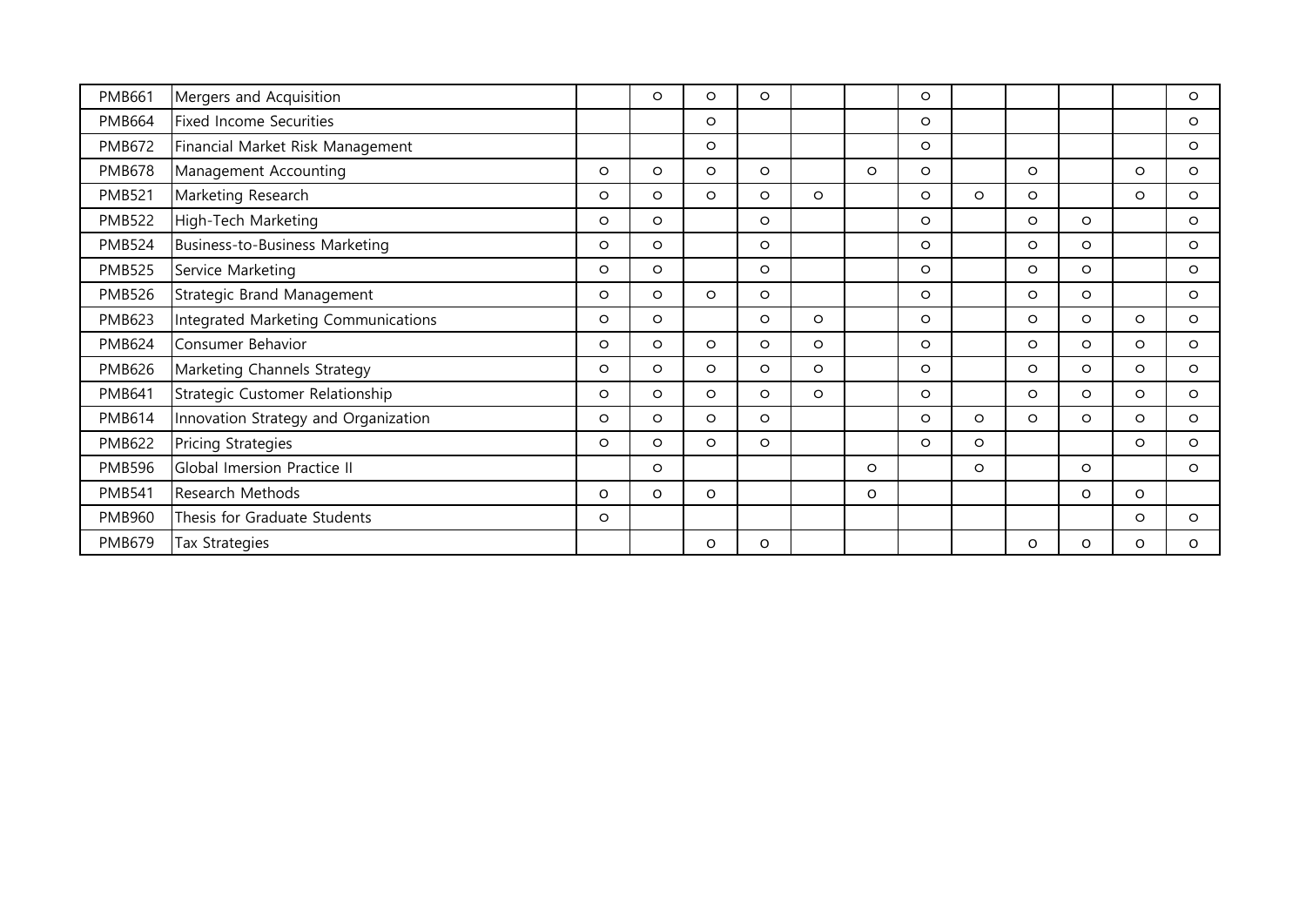| | | | | | | | | | | | | | |
|---|---|---|---|---|---|---|---|---|---|---|---|---|---|
| PMB661 | Mergers and Acquisition | | ○ | ○ | ○ | | | ○ | | | | | ○ |
| PMB664 | Fixed Income Securities | | | ○ | | | | ○ | | | | | ○ |
| PMB672 | Financial Market Risk Management | | | ○ | | | | ○ | | | | | ○ |
| PMB678 | Management Accounting | ○ | ○ | ○ | ○ | | ○ | ○ | | ○ | | ○ | ○ |
| PMB521 | Marketing Research | ○ | ○ | ○ | ○ | ○ | | ○ | ○ | ○ | | ○ | ○ |
| PMB522 | High-Tech Marketing | ○ | ○ | | ○ | | | ○ | | ○ | ○ | | ○ |
| PMB524 | Business-to-Business Marketing | ○ | ○ | | ○ | | | ○ | | ○ | ○ | | ○ |
| PMB525 | Service Marketing | ○ | ○ | | ○ | | | ○ | | ○ | ○ | | ○ |
| PMB526 | Strategic Brand Management | ○ | ○ | ○ | ○ | | | ○ | | ○ | ○ | | ○ |
| PMB623 | Integrated Marketing Communications | ○ | ○ | | ○ | ○ | | ○ | | ○ | ○ | ○ | ○ |
| PMB624 | Consumer Behavior | ○ | ○ | ○ | ○ | ○ | | ○ | | ○ | ○ | ○ | ○ |
| PMB626 | Marketing Channels Strategy | ○ | ○ | ○ | ○ | ○ | | ○ | | ○ | ○ | ○ | ○ |
| PMB641 | Strategic Customer Relationship | ○ | ○ | ○ | ○ | ○ | | ○ | | ○ | ○ | ○ | ○ |
| PMB614 | Innovation Strategy and Organization | ○ | ○ | ○ | ○ | | | ○ | ○ | ○ | ○ | ○ | ○ |
| PMB622 | Pricing Strategies | ○ | ○ | ○ | ○ | | | ○ | ○ | | | ○ | ○ |
| PMB596 | Global Imersion Practice II | | ○ | | | | ○ | | ○ | | ○ | | ○ |
| PMB541 | Research Methods | ○ | ○ | ○ | | | ○ | | | | ○ | ○ | |
| PMB960 | Thesis for Graduate Students | ○ | | | | | | | | | | ○ | ○ |
| PMB679 | Tax Strategies | | | ○ | ○ | | | | | ○ | ○ | ○ | ○ |